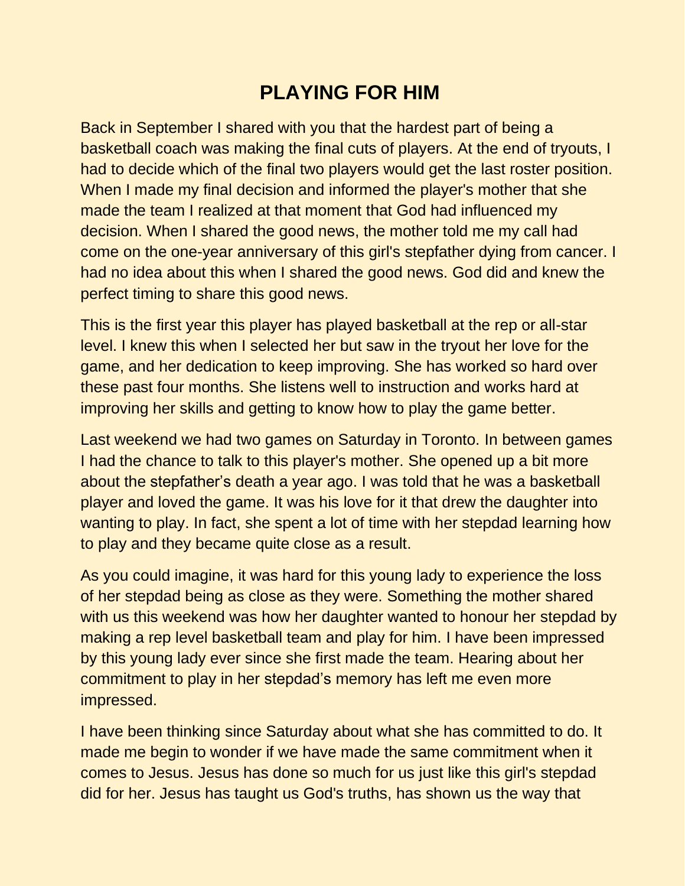# PLAYING FOR HIM

Back in September I shared with you that the hardest part of being a basketball coach was making the final cuts of players. At the end of tryouts, I had to decide which of the final two players would get the last roster position. When I made my final decision and informed the player's mother that she made the team I realized at that moment that God had influenced my decision. When I shared the good news, the mother told me my call had come on the one-year anniversary of this girl's stepfather dying from cancer. I had no idea about this when I shared the good news. God did and knew the perfect timing to share this good news.

This is the first year this player has played basketball at the rep or all-star level. I knew this when I selected her but saw in the tryout her love for the game, and her dedication to keep improving. She has worked so hard over these past four months. She listens well to instruction and works hard at improving her skills and getting to know how to play the game better.

Last weekend we had two games on Saturday in Toronto. In between games I had the chance to talk to this player's mother. She opened up a bit more about the stepfather's death a year ago. I was told that he was a basketball player and loved the game. It was his love for it that drew the daughter into wanting to play. In fact, she spent a lot of time with her stepdad learning how to play and they became quite close as a result.

As you could imagine, it was hard for this young lady to experience the loss of her stepdad being as close as they were. Something the mother shared with us this weekend was how her daughter wanted to honour her stepdad by making a rep level basketball team and play for him. I have been impressed by this young lady ever since she first made the team. Hearing about her commitment to play in her stepdad's memory has left me even more impressed.

I have been thinking since Saturday about what she has committed to do. It made me begin to wonder if we have made the same commitment when it comes to Jesus. Jesus has done so much for us just like this girl's stepdad did for her. Jesus has taught us God's truths, has shown us the way that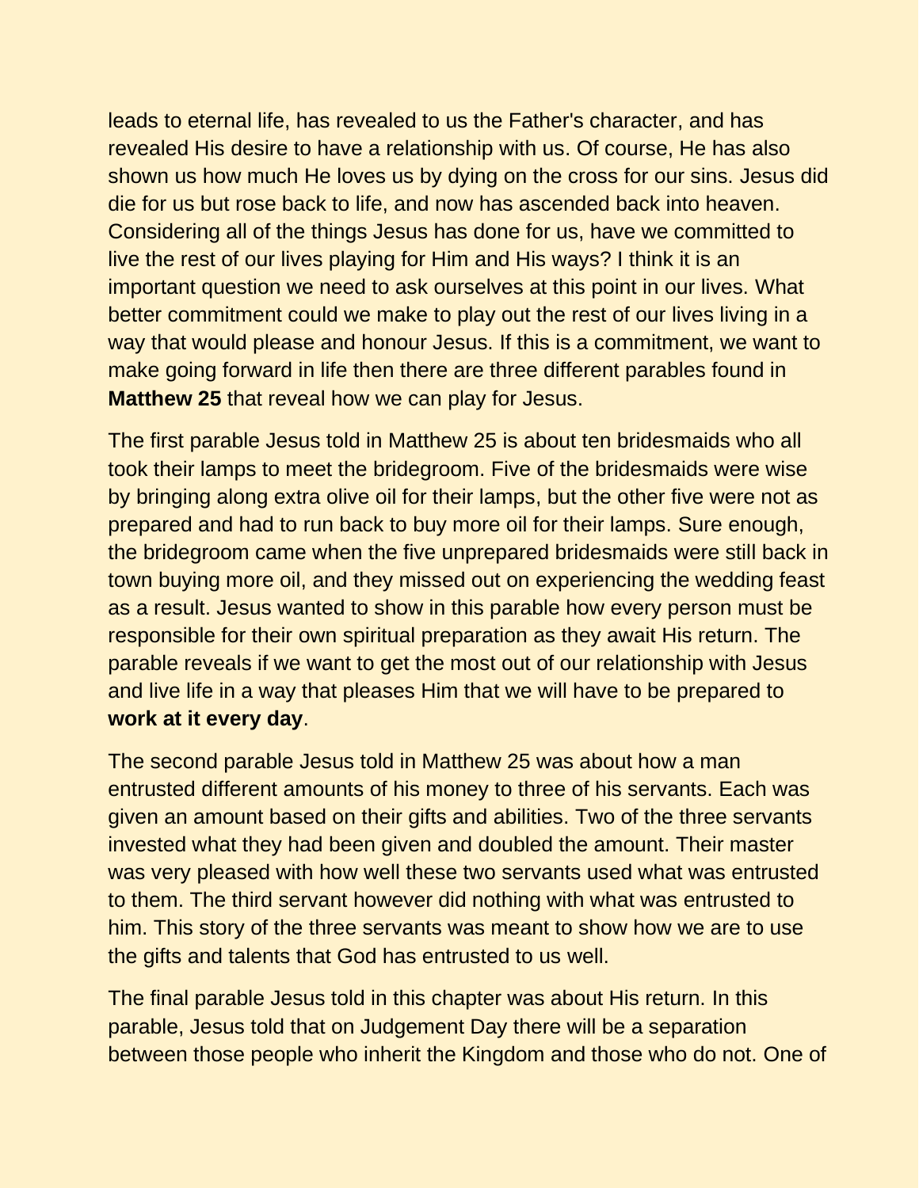leads to eternal life, has revealed to us the Father's character, and has revealed His desire to have a relationship with us. Of course, He has also shown us how much He loves us by dying on the cross for our sins. Jesus did die for us but rose back to life, and now has ascended back into heaven. Considering all of the things Jesus has done for us, have we committed to live the rest of our lives playing for Him and His ways? I think it is an important question we need to ask ourselves at this point in our lives. What better commitment could we make to play out the rest of our lives living in a way that would please and honour Jesus. If this is a commitment, we want to make going forward in life then there are three different parables found in **Matthew 25** that reveal how we can play for Jesus.

The first parable Jesus told in Matthew 25 is about ten bridesmaids who all took their lamps to meet the bridegroom. Five of the bridesmaids were wise by bringing along extra olive oil for their lamps, but the other five were not as prepared and had to run back to buy more oil for their lamps. Sure enough, the bridegroom came when the five unprepared bridesmaids were still back in town buying more oil, and they missed out on experiencing the wedding feast as a result. Jesus wanted to show in this parable how every person must be responsible for their own spiritual preparation as they await His return. The parable reveals if we want to get the most out of our relationship with Jesus and live life in a way that pleases Him that we will have to be prepared to **work at it every day**.

The second parable Jesus told in Matthew 25 was about how a man entrusted different amounts of his money to three of his servants. Each was given an amount based on their gifts and abilities. Two of the three servants invested what they had been given and doubled the amount. Their master was very pleased with how well these two servants used what was entrusted to them. The third servant however did nothing with what was entrusted to him. This story of the three servants was meant to show how we are to use the gifts and talents that God has entrusted to us well.

The final parable Jesus told in this chapter was about His return. In this parable, Jesus told that on Judgement Day there will be a separation between those people who inherit the Kingdom and those who do not. One of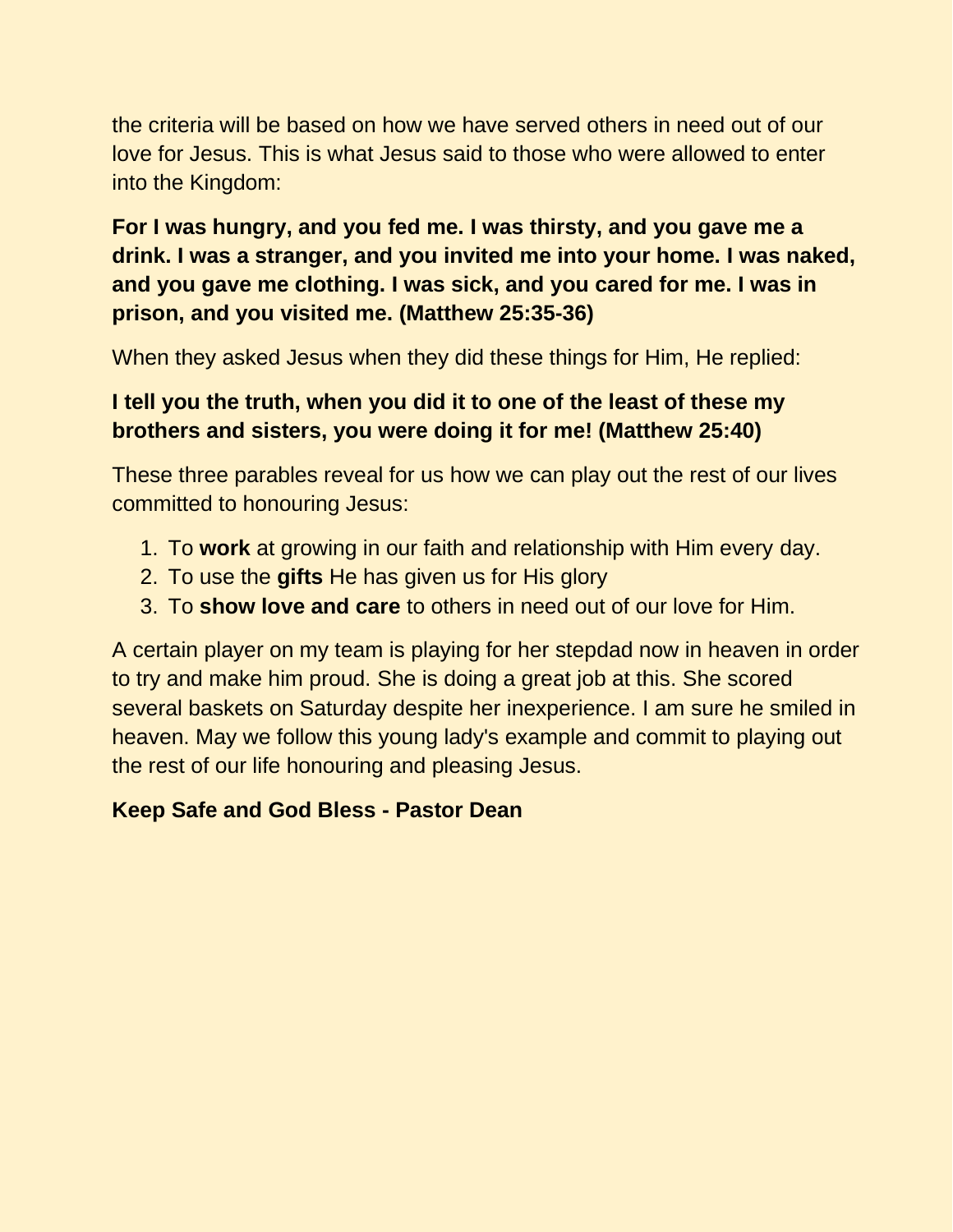the criteria will be based on how we have served others in need out of our love for Jesus. This is what Jesus said to those who were allowed to enter into the Kingdom:

**For I was hungry, and you fed me. I was thirsty, and you gave me a drink. I was a stranger, and you invited me into your home. I was naked, and you gave me clothing. I was sick, and you cared for me. I was in prison, and you visited me. (Matthew 25:35-36)**

When they asked Jesus when they did these things for Him, He replied:

**I tell you the truth, when you did it to one of the least of these my brothers and sisters, you were doing it for me! (Matthew 25:40)**

These three parables reveal for us how we can play out the rest of our lives committed to honouring Jesus:

1. To **work** at growing in our faith and relationship with Him every day.
2. To use the **gifts** He has given us for His glory
3. To **show love and care** to others in need out of our love for Him.

A certain player on my team is playing for her stepdad now in heaven in order to try and make him proud. She is doing a great job at this. She scored several baskets on Saturday despite her inexperience. I am sure he smiled in heaven. May we follow this young lady's example and commit to playing out the rest of our life honouring and pleasing Jesus.

**Keep Safe and God Bless - Pastor Dean**